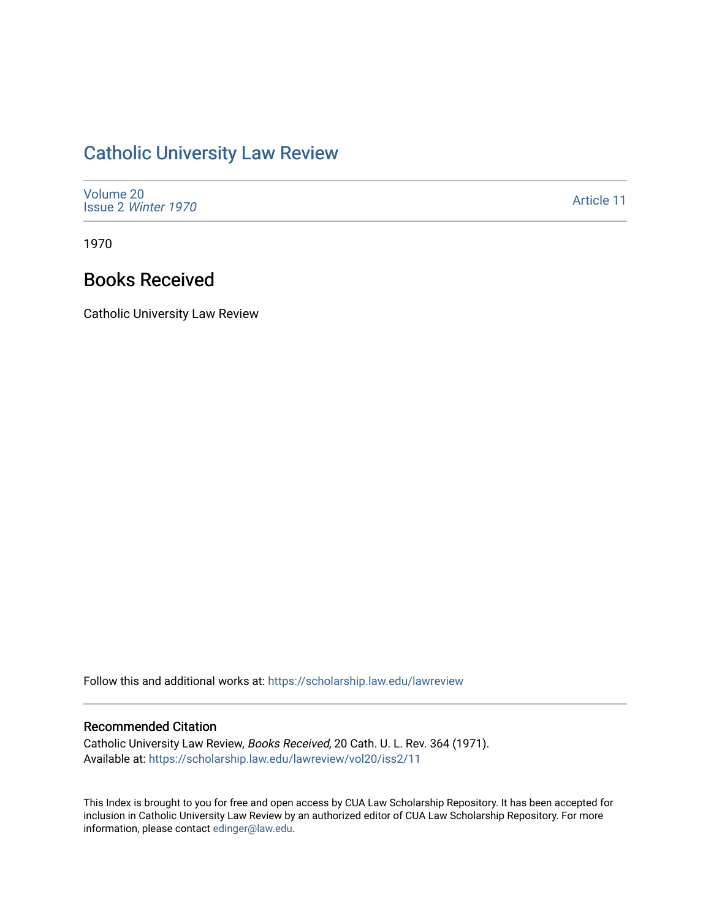# Catholic University Law Review

Volume 20
Issue 2 *Winter 1970*

Article 11

1970

## Books Received

Catholic University Law Review

Follow this and additional works at: https://scholarship.law.edu/lawreview

### Recommended Citation

Catholic University Law Review, *Books Received*, 20 Cath. U. L. Rev. 364 (1971).
Available at: https://scholarship.law.edu/lawreview/vol20/iss2/11

This Index is brought to you for free and open access by CUA Law Scholarship Repository. It has been accepted for inclusion in Catholic University Law Review by an authorized editor of CUA Law Scholarship Repository. For more information, please contact edinger@law.edu.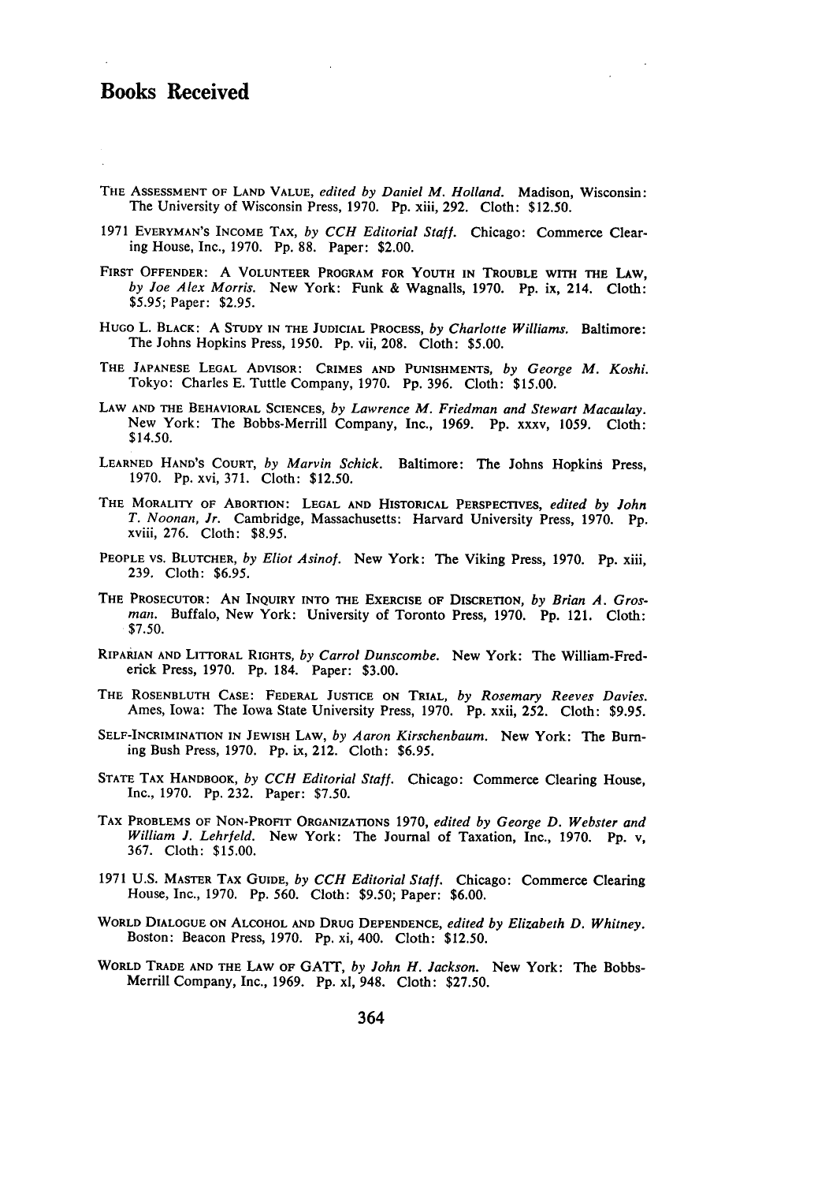# Books Received

THE ASSESSMENT OF LAND VALUE, *edited by Daniel M. Holland*. Madison, Wisconsin: The University of Wisconsin Press, 1970. Pp. xiii, 292. Cloth: $12.50.

1971 EVERYMAN'S INCOME TAX, *by CCH Editorial Staff*. Chicago: Commerce Clearing House, Inc., 1970. Pp. 88. Paper: $2.00.

FIRST OFFENDER: A VOLUNTEER PROGRAM FOR YOUTH IN TROUBLE WITH THE LAW, *by Joe Alex Morris*. New York: Funk & Wagnalls, 1970. Pp. ix, 214. Cloth: $5.95; Paper: $2.95.

HUGO L. BLACK: A STUDY IN THE JUDICIAL PROCESS, *by Charlotte Williams*. Baltimore: The Johns Hopkins Press, 1950. Pp. vii, 208. Cloth: $5.00.

THE JAPANESE LEGAL ADVISOR: CRIMES AND PUNISHMENTS, *by George M. Koshi*. Tokyo: Charles E. Tuttle Company, 1970. Pp. 396. Cloth: $15.00.

LAW AND THE BEHAVIORAL SCIENCES, *by Lawrence M. Friedman and Stewart Macaulay*. New York: The Bobbs-Merrill Company, Inc., 1969. Pp. xxxv, 1059. Cloth: $14.50.

LEARNED HAND'S COURT, *by Marvin Schick*. Baltimore: The Johns Hopkins Press, 1970. Pp. xvi, 371. Cloth: $12.50.

THE MORALITY OF ABORTION: LEGAL AND HISTORICAL PERSPECTIVES, *edited by John T. Noonan, Jr.* Cambridge, Massachusetts: Harvard University Press, 1970. Pp. xviii, 276. Cloth: $8.95.

PEOPLE VS. BLUTCHER, *by Eliot Asinof*. New York: The Viking Press, 1970. Pp. xiii, 239. Cloth: $6.95.

THE PROSECUTOR: AN INQUIRY INTO THE EXERCISE OF DISCRETION, *by Brian A. Grosman*. Buffalo, New York: University of Toronto Press, 1970. Pp. 121. Cloth: $7.50.

RIPARIAN AND LITTORAL RIGHTS, *by Carrol Dunscombe*. New York: The William-Frederick Press, 1970. Pp. 184. Paper: $3.00.

THE ROSENBLUTH CASE: FEDERAL JUSTICE ON TRIAL, *by Rosemary Reeves Davies*. Ames, Iowa: The Iowa State University Press, 1970. Pp. xxii, 252. Cloth: $9.95.

SELF-INCRIMINATION IN JEWISH LAW, *by Aaron Kirschenbaum*. New York: The Burning Bush Press, 1970. Pp. ix, 212. Cloth: $6.95.

STATE TAX HANDBOOK, *by CCH Editorial Staff*. Chicago: Commerce Clearing House, Inc., 1970. Pp. 232. Paper: $7.50.

TAX PROBLEMS OF NON-PROFIT ORGANIZATIONS 1970, *edited by George D. Webster and William J. Lehrfeld*. New York: The Journal of Taxation, Inc., 1970. Pp. v, 367. Cloth: $15.00.

1971 U.S. MASTER TAX GUIDE, *by CCH Editorial Staff*. Chicago: Commerce Clearing House, Inc., 1970. Pp. 560. Cloth: $9.50; Paper: $6.00.

WORLD DIALOGUE ON ALCOHOL AND DRUG DEPENDENCE, *edited by Elizabeth D. Whitney*. Boston: Beacon Press, 1970. Pp. xi, 400. Cloth: $12.50.

WORLD TRADE AND THE LAW OF GATT, *by John H. Jackson*. New York: The Bobbs-Merrill Company, Inc., 1969. Pp. xl, 948. Cloth: $27.50.